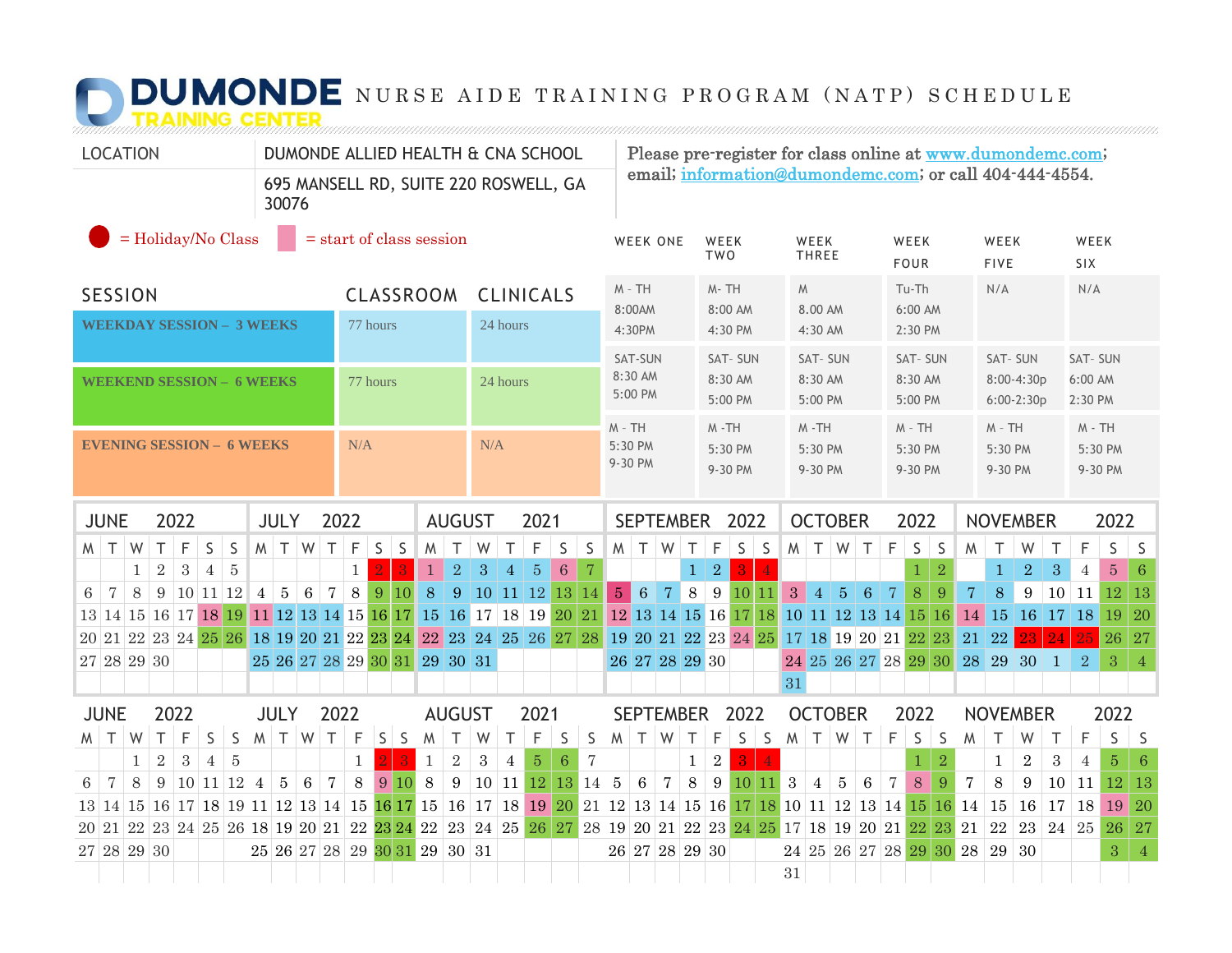# DUMONDE TRAINING CENTER — NURSE AIDE TRAINING PROGRAM (NATP) SCHEDULE

| LOCATION | DUMONDE ALLIED HEALTH & CNA SCHOOL |
|---|---|
| | 695 MANSELL RD, SUITE 220 ROSWELL, GA 30076 |

Please pre-register for class online at www.dumondemc.com; email; information@dumondemc.com; or call 404-444-4554.

● = Holiday/No Class ■ = start of class session

| SESSION | CLASSROOM | CLINICALS | WEEK ONE | WEEK TWO | WEEK THREE | WEEK FOUR | WEEK FIVE | WEEK SIX |
|---|---|---|---|---|---|---|---|---|
| **WEEKDAY SESSION – 3 WEEKS** | 77 hours | 24 hours | M - TH 8:00AM 4:30PM | M- TH 8:00 AM 4:30 PM | M 8.00 AM 4:30 AM | Tu-Th 6:00 AM 2:30 PM | N/A | N/A |
| **WEEKEND SESSION – 6 WEEKS** | 77 hours | 24 hours | SAT-SUN 8:30 AM 5:00 PM | SAT- SUN 8:30 AM 5:00 PM | SAT- SUN 8:30 AM 5:00 PM | SAT- SUN 8:30 AM 5:00 PM | SAT- SUN 8:00-4:30p 6:00-2:30p | SAT- SUN 6:00 AM 2:30 PM |
| **EVENING SESSION – 6 WEEKS** | N/A | N/A | M - TH 5:30 PM 9-30 PM | M -TH 5:30 PM 9-30 PM | M -TH 5:30 PM 9-30 PM | M - TH 5:30 PM 9-30 PM | M - TH 5:30 PM 9-30 PM | M - TH 5:30 PM 9-30 PM |

| JUNE 2022 | | | | | | | JULY 2022 | | | | | | | AUGUST 2021 | | | | | | | SEPTEMBER 2022 | | | | | | | OCTOBER 2022 | | | | | | | NOVEMBER 2022 | | | | | | |
|---|---|---|---|---|---|---|---|---|---|---|---|---|---|---|---|---|---|---|---|---|---|---|---|---|---|---|---|---|---|---|---|---|---|---|---|---|---|---|---|---|---|
| M | T | W | T | F | S | S | M | T | W | T | F | S | S | M | T | W | T | F | S | S | M | T | W | T | F | S | S | M | T | W | T | F | S | S | M | T | W | T | F | S | S |
| | | 1 | 2 | 3 | 4 | 5 | | | | | 1 | 2 | 3 | 1 | 2 | 3 | 4 | 5 | 6 | 7 | | | | 1 | 2 | 3 | 4 | | | | | | 1 | 2 | | 1 | 2 | 3 | 4 | 5 | 6 |
| 6 | 7 | 8 | 9 | 10 | 11 | 12 | 4 | 5 | 6 | 7 | 8 | 9 | 10 | 8 | 9 | 10 | 11 | 12 | 13 | 14 | 5 | 6 | 7 | 8 | 9 | 10 | 11 | 3 | 4 | 5 | 6 | 7 | 8 | 9 | 7 | 8 | 9 | 10 | 11 | 12 | 13 |
| 13 | 14 | 15 | 16 | 17 | 18 | 19 | 11 | 12 | 13 | 14 | 15 | 16 | 17 | 15 | 16 | 17 | 18 | 19 | 20 | 21 | 12 | 13 | 14 | 15 | 16 | 17 | 18 | 10 | 11 | 12 | 13 | 14 | 15 | 16 | 14 | 15 | 16 | 17 | 18 | 19 | 20 |
| 20 | 21 | 22 | 23 | 24 | 25 | 26 | 18 | 19 | 20 | 21 | 22 | 23 | 24 | 22 | 23 | 24 | 25 | 26 | 27 | 28 | 19 | 20 | 21 | 22 | 23 | 24 | 25 | 17 | 18 | 19 | 20 | 21 | 22 | 23 | 21 | 22 | 23 | 24 | 25 | 26 | 27 |
| 27 | 28 | 29 | 30 | | | | 25 | 26 | 27 | 28 | 29 | 30 | 31 | 29 | 30 | 31 | | | | | 26 | 27 | 28 | 29 | 30 | | | 24 | 25 | 26 | 27 | 28 | 29 | 30 | 28 | 29 | 30 | 1 | 2 | 3 | 4 |
| | | | | | | | | | | | | | | | | | | | | | | | | | | | | 31 | | | | | | | | | | | | | |

| JUNE 2022 | | | | | | | JULY 2022 | | | | | | | AUGUST 2021 | | | | | | | SEPTEMBER 2022 | | | | | | | OCTOBER 2022 | | | | | | | NOVEMBER 2022 | | | | | | |
|---|---|---|---|---|---|---|---|---|---|---|---|---|---|---|---|---|---|---|---|---|---|---|---|---|---|---|---|---|---|---|---|---|---|---|---|---|---|---|---|---|---|
| M | T | W | T | F | S | S | M | T | W | T | F | S | S | M | T | W | T | F | S | S | M | T | W | T | F | S | S | M | T | W | T | F | S | S | M | T | W | T | F | S | S |
| | | 1 | 2 | 3 | 4 | 5 | | | | | 1 | 2 | 3 | 1 | 2 | 3 | 4 | 5 | 6 | 7 | | | | 1 | 2 | 3 | 4 | | | | | | 1 | 2 | | 1 | 2 | 3 | 4 | 5 | 6 |
| 6 | 7 | 8 | 9 | 10 | 11 | 12 | 4 | 5 | 6 | 7 | 8 | 9 | 10 | 8 | 9 | 10 | 11 | 12 | 13 | 14 | 5 | 6 | 7 | 8 | 9 | 10 | 11 | 3 | 4 | 5 | 6 | 7 | 8 | 9 | 7 | 8 | 9 | 10 | 11 | 12 | 13 |
| 13 | 14 | 15 | 16 | 17 | 18 | 19 | 11 | 12 | 13 | 14 | 15 | 16 | 17 | 15 | 16 | 17 | 18 | 19 | 20 | 21 | 12 | 13 | 14 | 15 | 16 | 17 | 18 | 10 | 11 | 12 | 13 | 14 | 15 | 16 | 14 | 15 | 16 | 17 | 18 | 19 | 20 |
| 20 | 21 | 22 | 23 | 24 | 25 | 26 | 18 | 19 | 20 | 21 | 22 | 23 | 24 | 22 | 23 | 24 | 25 | 26 | 27 | 28 | 19 | 20 | 21 | 22 | 23 | 24 | 25 | 17 | 18 | 19 | 20 | 21 | 22 | 23 | 21 | 22 | 23 | 24 | 25 | 26 | 27 |
| 27 | 28 | 29 | 30 | | | | 25 | 26 | 27 | 28 | 29 | 30 | 31 | 29 | 30 | 31 | | | | | 26 | 27 | 28 | 29 | 30 | | | 24 | 25 | 26 | 27 | 28 | 29 | 30 | 28 | 29 | 30 | | | 3 | 4 |
| | | | | | | | | | | | | | | | | | | | | | | | | | | | | 31 | | | | | | | | | | | | | |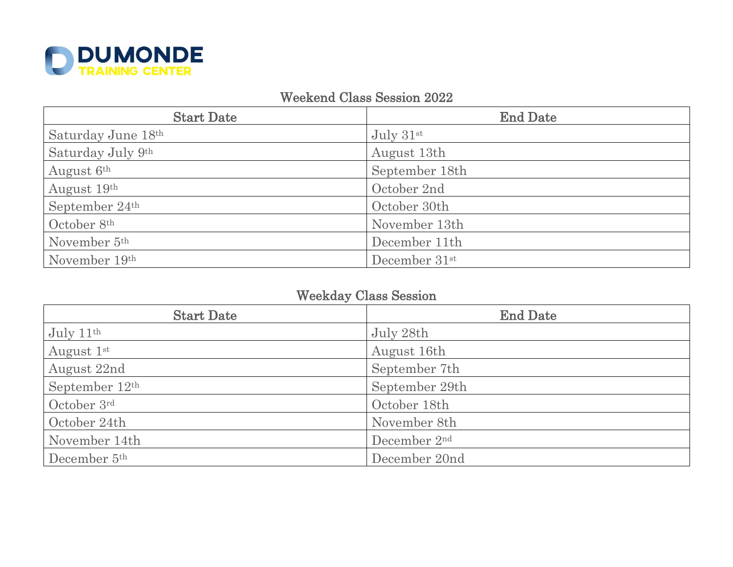**DUMONDE**
**TRAINING CENTER**

## Weekend Class Session 2022

| Start Date | End Date |
|---|---|
| Saturday June 18th | July 31st |
| Saturday July 9th | August 13th |
| August 6th | September 18th |
| August 19th | October 2nd |
| September 24th | October 30th |
| October 8th | November 13th |
| November 5th | December 11th |
| November 19th | December 31st |

## Weekday Class Session

| Start Date | End Date |
|---|---|
| July 11th | July 28th |
| August 1st | August 16th |
| August 22nd | September 7th |
| September 12th | September 29th |
| October 3rd | October 18th |
| October 24th | November 8th |
| November 14th | December 2nd |
| December 5th | December 20nd |